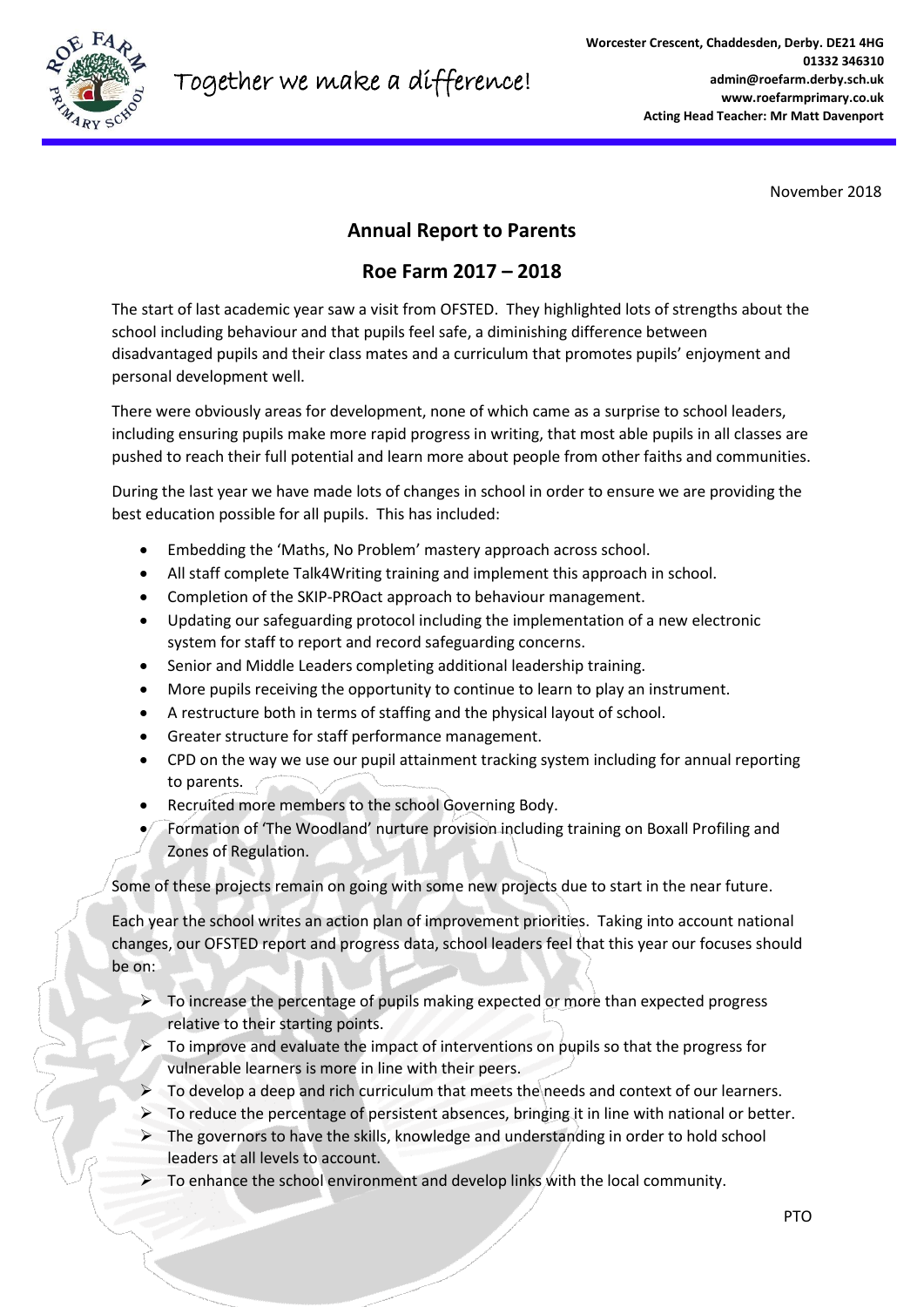Together we make a difference!

**Worcester Crescent, Chaddesden, Derby. DE21 4HG**
**01332 346310**
**admin@roefarm.derby.sch.uk**
**www.roefarmprimary.co.uk**
**Acting Head Teacher: Mr Matt Davenport**

November 2018

## Annual Report to Parents

## Roe Farm 2017 – 2018

The start of last academic year saw a visit from OFSTED. They highlighted lots of strengths about the school including behaviour and that pupils feel safe, a diminishing difference between disadvantaged pupils and their class mates and a curriculum that promotes pupils' enjoyment and personal development well.

There were obviously areas for development, none of which came as a surprise to school leaders, including ensuring pupils make more rapid progress in writing, that most able pupils in all classes are pushed to reach their full potential and learn more about people from other faiths and communities.

During the last year we have made lots of changes in school in order to ensure we are providing the best education possible for all pupils. This has included:

- Embedding the 'Maths, No Problem' mastery approach across school.
- All staff complete Talk4Writing training and implement this approach in school.
- Completion of the SKIP-PROact approach to behaviour management.
- Updating our safeguarding protocol including the implementation of a new electronic system for staff to report and record safeguarding concerns.
- Senior and Middle Leaders completing additional leadership training.
- More pupils receiving the opportunity to continue to learn to play an instrument.
- A restructure both in terms of staffing and the physical layout of school.
- Greater structure for staff performance management.
- CPD on the way we use our pupil attainment tracking system including for annual reporting to parents.
- Recruited more members to the school Governing Body.
- Formation of 'The Woodland' nurture provision including training on Boxall Profiling and Zones of Regulation.

Some of these projects remain on going with some new projects due to start in the near future.

Each year the school writes an action plan of improvement priorities. Taking into account national changes, our OFSTED report and progress data, school leaders feel that this year our focuses should be on:

- To increase the percentage of pupils making expected or more than expected progress relative to their starting points.
- To improve and evaluate the impact of interventions on pupils so that the progress for vulnerable learners is more in line with their peers.
- To develop a deep and rich curriculum that meets the needs and context of our learners.
- To reduce the percentage of persistent absences, bringing it in line with national or better.
- The governors to have the skills, knowledge and understanding in order to hold school leaders at all levels to account.
- To enhance the school environment and develop links with the local community.

PTO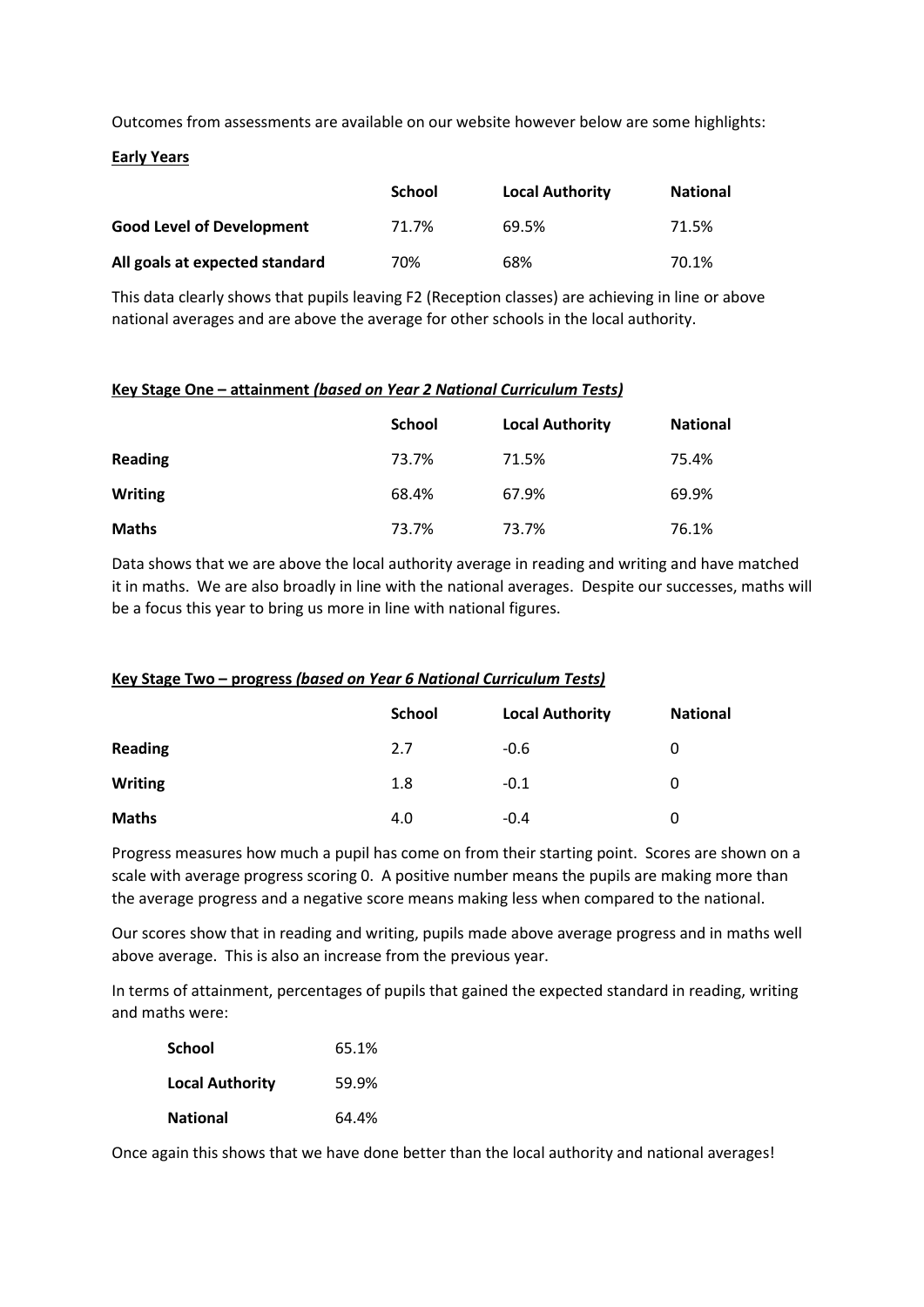Outcomes from assessments are available on our website however below are some highlights:

**Early Years**

| | School | Local Authority | National |
|---|---|---|---|
| **Good Level of Development** | 71.7% | 69.5% | 71.5% |
| **All goals at expected standard** | 70% | 68% | 70.1% |

This data clearly shows that pupils leaving F2 (Reception classes) are achieving in line or above national averages and are above the average for other schools in the local authority.

**Key Stage One – attainment *(based on Year 2 National Curriculum Tests)***

| | School | Local Authority | National |
|---|---|---|---|
| **Reading** | 73.7% | 71.5% | 75.4% |
| **Writing** | 68.4% | 67.9% | 69.9% |
| **Maths** | 73.7% | 73.7% | 76.1% |

Data shows that we are above the local authority average in reading and writing and have matched it in maths. We are also broadly in line with the national averages. Despite our successes, maths will be a focus this year to bring us more in line with national figures.

**Key Stage Two – progress *(based on Year 6 National Curriculum Tests)***

| | School | Local Authority | National |
|---|---|---|---|
| **Reading** | 2.7 | -0.6 | 0 |
| **Writing** | 1.8 | -0.1 | 0 |
| **Maths** | 4.0 | -0.4 | 0 |

Progress measures how much a pupil has come on from their starting point. Scores are shown on a scale with average progress scoring 0. A positive number means the pupils are making more than the average progress and a negative score means making less when compared to the national.

Our scores show that in reading and writing, pupils made above average progress and in maths well above average. This is also an increase from the previous year.

In terms of attainment, percentages of pupils that gained the expected standard in reading, writing and maths were:

| | |
|---|---|
| **School** | 65.1% |
| **Local Authority** | 59.9% |
| **National** | 64.4% |

Once again this shows that we have done better than the local authority and national averages!